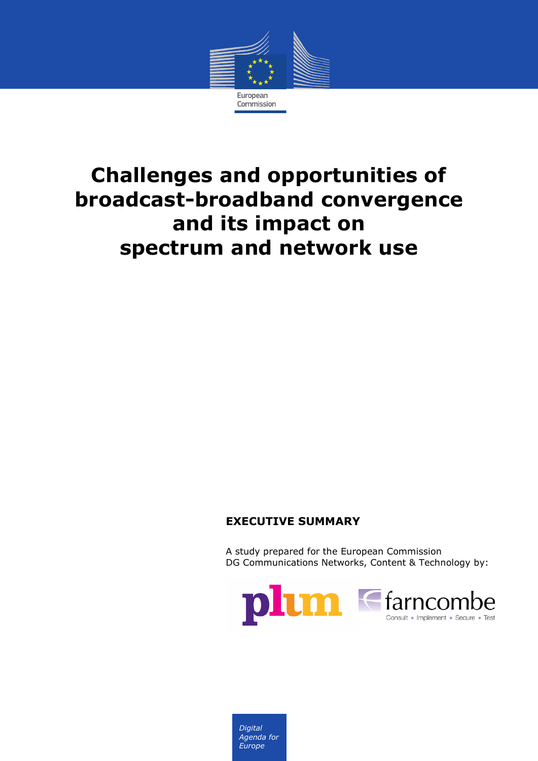European Commission

# Challenges and opportunities of broadcast-broadband convergence and its impact on spectrum and network use

**EXECUTIVE SUMMARY**

A study prepared for the European Commission
DG Communications Networks, Content & Technology by:

plum

farncombe
Consult • Implement • Secure • Test

*Digital Agenda for Europe*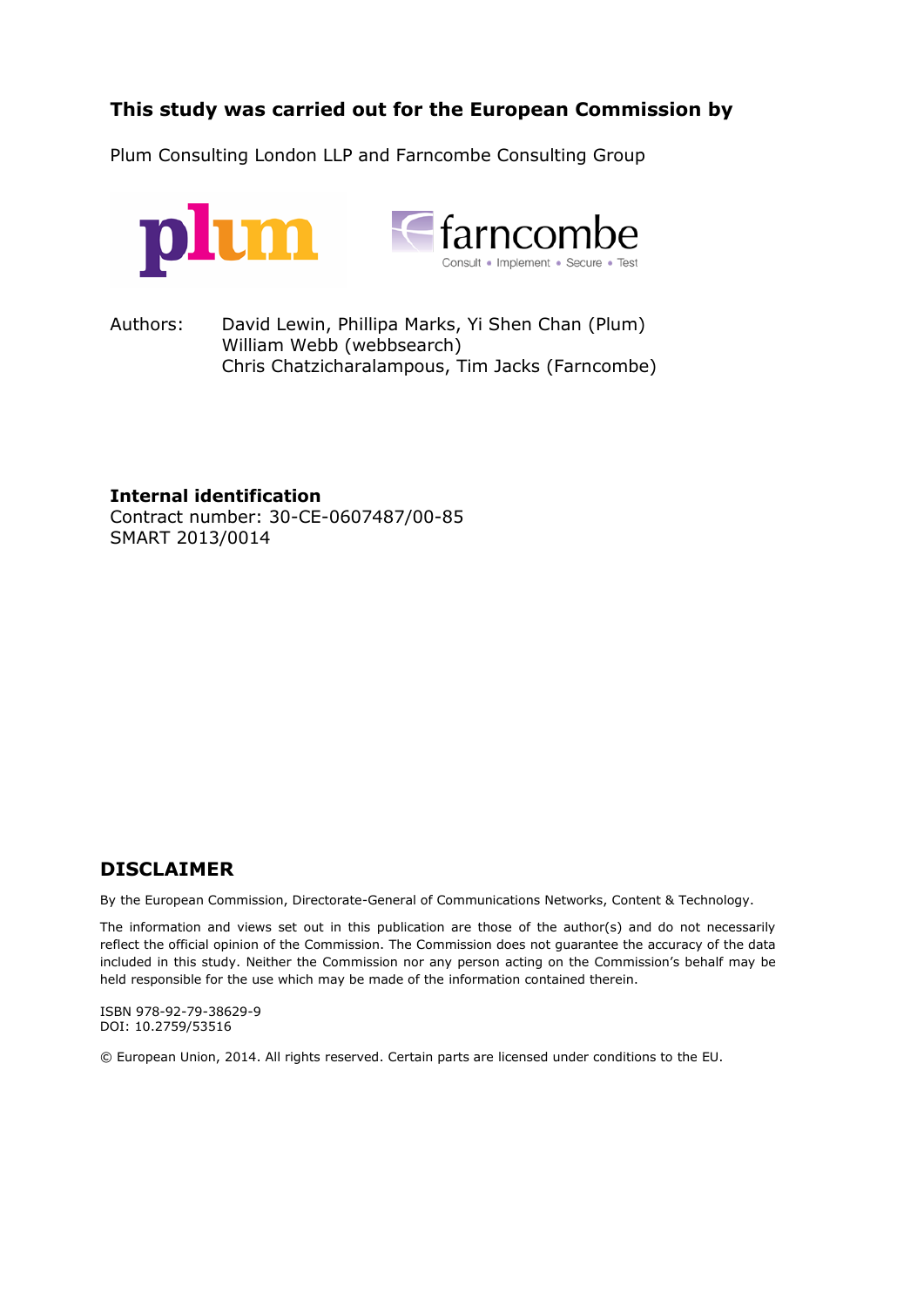**This study was carried out for the European Commission by**

Plum Consulting London LLP and Farncombe Consulting Group

Authors: David Lewin, Phillipa Marks, Yi Shen Chan (Plum)
William Webb (webbsearch)
Chris Chatzicharalampous, Tim Jacks (Farncombe)

**Internal identification**
Contract number: 30-CE-0607487/00-85
SMART 2013/0014

## DISCLAIMER

By the European Commission, Directorate-General of Communications Networks, Content & Technology.

The information and views set out in this publication are those of the author(s) and do not necessarily reflect the official opinion of the Commission. The Commission does not guarantee the accuracy of the data included in this study. Neither the Commission nor any person acting on the Commission's behalf may be held responsible for the use which may be made of the information contained therein.

ISBN 978-92-79-38629-9
DOI: 10.2759/53516

© European Union, 2014. All rights reserved. Certain parts are licensed under conditions to the EU.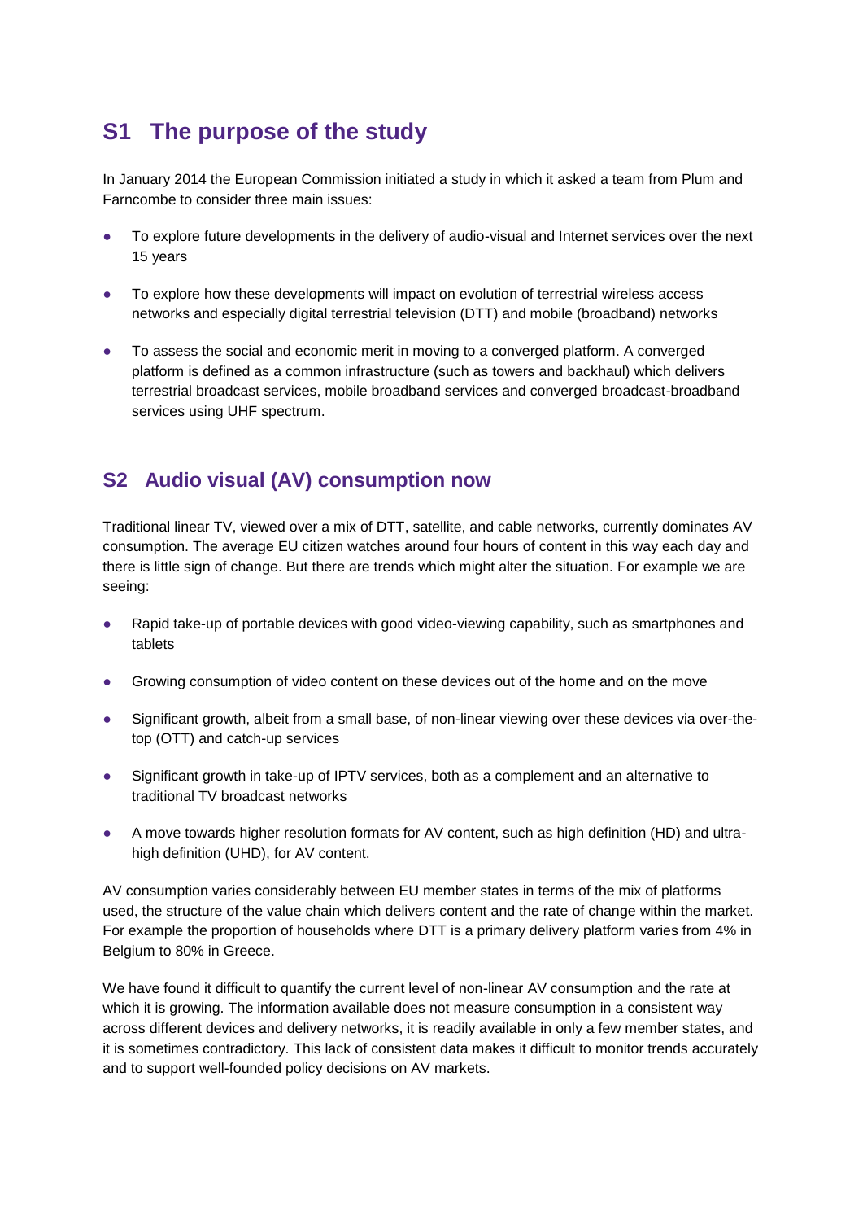## S1 The purpose of the study

In January 2014 the European Commission initiated a study in which it asked a team from Plum and Farncombe to consider three main issues:

- To explore future developments in the delivery of audio-visual and Internet services over the next 15 years
- To explore how these developments will impact on evolution of terrestrial wireless access networks and especially digital terrestrial television (DTT) and mobile (broadband) networks
- To assess the social and economic merit in moving to a converged platform. A converged platform is defined as a common infrastructure (such as towers and backhaul) which delivers terrestrial broadcast services, mobile broadband services and converged broadcast-broadband services using UHF spectrum.

## S2 Audio visual (AV) consumption now

Traditional linear TV, viewed over a mix of DTT, satellite, and cable networks, currently dominates AV consumption. The average EU citizen watches around four hours of content in this way each day and there is little sign of change. But there are trends which might alter the situation. For example we are seeing:

- Rapid take-up of portable devices with good video-viewing capability, such as smartphones and tablets
- Growing consumption of video content on these devices out of the home and on the move
- Significant growth, albeit from a small base, of non-linear viewing over these devices via over-the-top (OTT) and catch-up services
- Significant growth in take-up of IPTV services, both as a complement and an alternative to traditional TV broadcast networks
- A move towards higher resolution formats for AV content, such as high definition (HD) and ultra-high definition (UHD), for AV content.

AV consumption varies considerably between EU member states in terms of the mix of platforms used, the structure of the value chain which delivers content and the rate of change within the market. For example the proportion of households where DTT is a primary delivery platform varies from 4% in Belgium to 80% in Greece.

We have found it difficult to quantify the current level of non-linear AV consumption and the rate at which it is growing. The information available does not measure consumption in a consistent way across different devices and delivery networks, it is readily available in only a few member states, and it is sometimes contradictory. This lack of consistent data makes it difficult to monitor trends accurately and to support well-founded policy decisions on AV markets.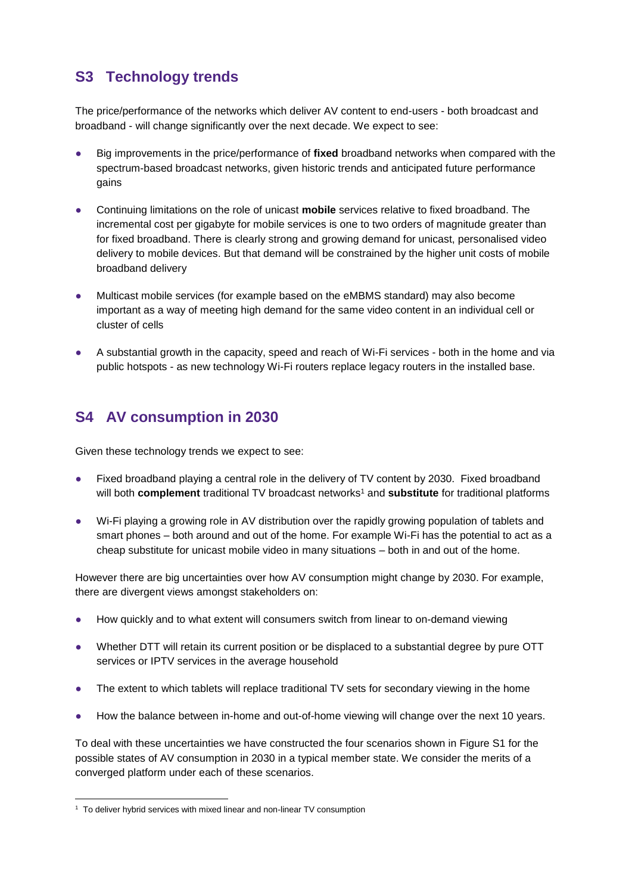## S3 Technology trends

The price/performance of the networks which deliver AV content to end-users - both broadcast and broadband - will change significantly over the next decade. We expect to see:

- Big improvements in the price/performance of **fixed** broadband networks when compared with the spectrum-based broadcast networks, given historic trends and anticipated future performance gains
- Continuing limitations on the role of unicast **mobile** services relative to fixed broadband. The incremental cost per gigabyte for mobile services is one to two orders of magnitude greater than for fixed broadband. There is clearly strong and growing demand for unicast, personalised video delivery to mobile devices. But that demand will be constrained by the higher unit costs of mobile broadband delivery
- Multicast mobile services (for example based on the eMBMS standard) may also become important as a way of meeting high demand for the same video content in an individual cell or cluster of cells
- A substantial growth in the capacity, speed and reach of Wi-Fi services - both in the home and via public hotspots - as new technology Wi-Fi routers replace legacy routers in the installed base.

## S4 AV consumption in 2030

Given these technology trends we expect to see:

- Fixed broadband playing a central role in the delivery of TV content by 2030. Fixed broadband will both **complement** traditional TV broadcast networks[1] and **substitute** for traditional platforms
- Wi-Fi playing a growing role in AV distribution over the rapidly growing population of tablets and smart phones – both around and out of the home. For example Wi-Fi has the potential to act as a cheap substitute for unicast mobile video in many situations – both in and out of the home.

However there are big uncertainties over how AV consumption might change by 2030. For example, there are divergent views amongst stakeholders on:

- How quickly and to what extent will consumers switch from linear to on-demand viewing
- Whether DTT will retain its current position or be displaced to a substantial degree by pure OTT services or IPTV services in the average household
- The extent to which tablets will replace traditional TV sets for secondary viewing in the home
- How the balance between in-home and out-of-home viewing will change over the next 10 years.

To deal with these uncertainties we have constructed the four scenarios shown in Figure S1 for the possible states of AV consumption in 2030 in a typical member state. We consider the merits of a converged platform under each of these scenarios.

[1] To deliver hybrid services with mixed linear and non-linear TV consumption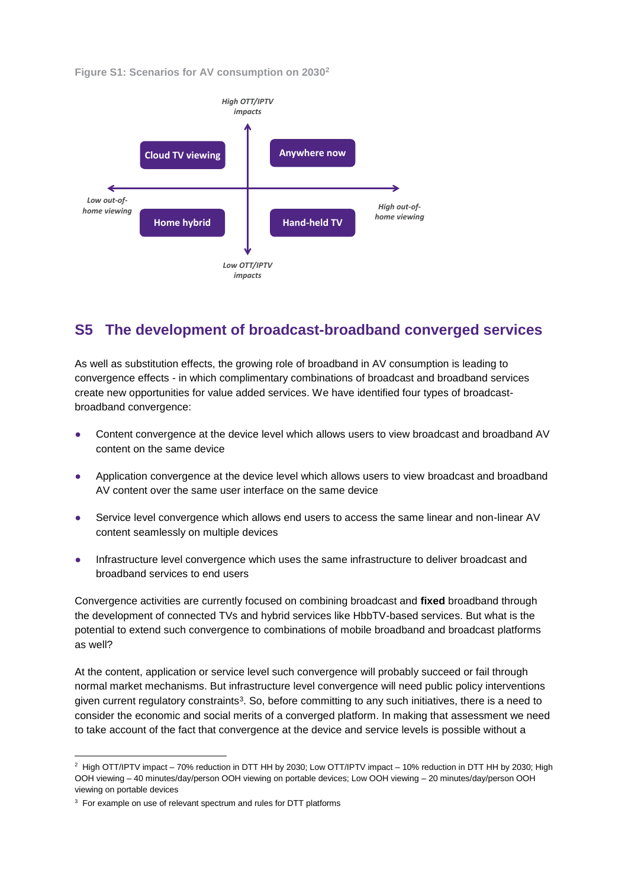Figure S1: Scenarios for AV consumption on 2030[2]

*High OTT/IPTV impacts*

| | |
|---|---|
| Cloud TV viewing | Anywhere now |
| Home hybrid | Hand-held TV |

*Low out-of-home viewing* ← → *High out-of-home viewing*

*Low OTT/IPTV impacts*

## S5 The development of broadcast-broadband converged services

As well as substitution effects, the growing role of broadband in AV consumption is leading to convergence effects - in which complimentary combinations of broadcast and broadband services create new opportunities for value added services. We have identified four types of broadcast-broadband convergence:

- Content convergence at the device level which allows users to view broadcast and broadband AV content on the same device
- Application convergence at the device level which allows users to view broadcast and broadband AV content over the same user interface on the same device
- Service level convergence which allows end users to access the same linear and non-linear AV content seamlessly on multiple devices
- Infrastructure level convergence which uses the same infrastructure to deliver broadcast and broadband services to end users

Convergence activities are currently focused on combining broadcast and **fixed** broadband through the development of connected TVs and hybrid services like HbbTV-based services. But what is the potential to extend such convergence to combinations of mobile broadband and broadcast platforms as well?

At the content, application or service level such convergence will probably succeed or fail through normal market mechanisms. But infrastructure level convergence will need public policy interventions given current regulatory constraints[3]. So, before committing to any such initiatives, there is a need to consider the economic and social merits of a converged platform. In making that assessment we need to take account of the fact that convergence at the device and service levels is possible without a

---

[2] High OTT/IPTV impact – 70% reduction in DTT HH by 2030; Low OTT/IPTV impact – 10% reduction in DTT HH by 2030; High OOH viewing – 40 minutes/day/person OOH viewing on portable devices; Low OOH viewing – 20 minutes/day/person OOH viewing on portable devices

[3] For example on use of relevant spectrum and rules for DTT platforms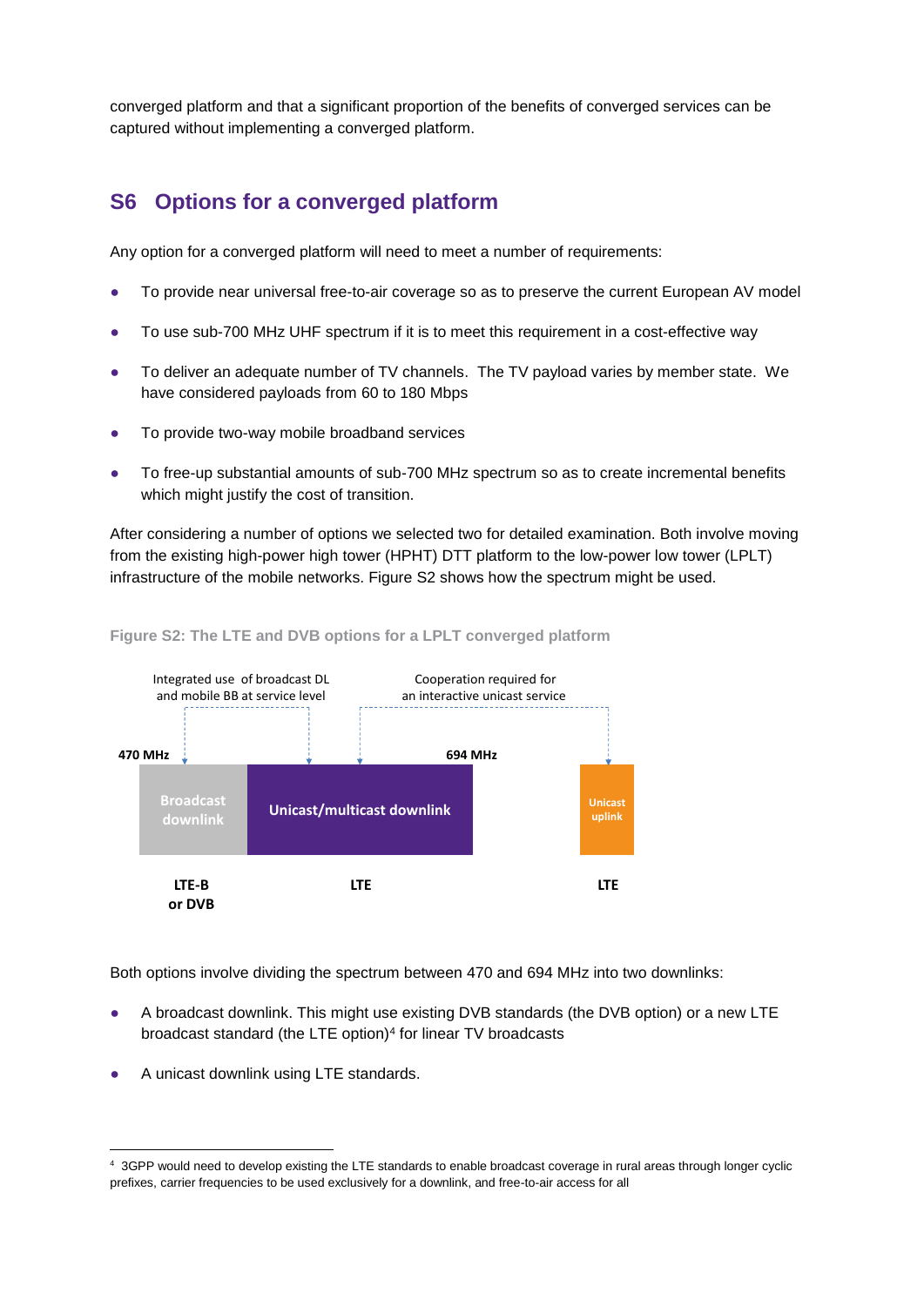converged platform and that a significant proportion of the benefits of converged services can be captured without implementing a converged platform.

## S6 Options for a converged platform

Any option for a converged platform will need to meet a number of requirements:

- To provide near universal free-to-air coverage so as to preserve the current European AV model
- To use sub-700 MHz UHF spectrum if it is to meet this requirement in a cost-effective way
- To deliver an adequate number of TV channels. The TV payload varies by member state. We have considered payloads from 60 to 180 Mbps
- To provide two-way mobile broadband services
- To free-up substantial amounts of sub-700 MHz spectrum so as to create incremental benefits which might justify the cost of transition.

After considering a number of options we selected two for detailed examination. Both involve moving from the existing high-power high tower (HPHT) DTT platform to the low-power low tower (LPLT) infrastructure of the mobile networks. Figure S2 shows how the spectrum might be used.

**Figure S2: The LTE and DVB options for a LPLT converged platform**

Integrated use of broadcast DL and mobile BB at service level

Cooperation required for an interactive unicast service

470 MHz

694 MHz

Broadcast downlink

Unicast/multicast downlink

Unicast uplink

LTE-B or DVB

LTE

LTE

Both options involve dividing the spectrum between 470 and 694 MHz into two downlinks:

- A broadcast downlink. This might use existing DVB standards (the DVB option) or a new LTE broadcast standard (the LTE option)[4] for linear TV broadcasts
- A unicast downlink using LTE standards.

[4] 3GPP would need to develop existing the LTE standards to enable broadcast coverage in rural areas through longer cyclic prefixes, carrier frequencies to be used exclusively for a downlink, and free-to-air access for all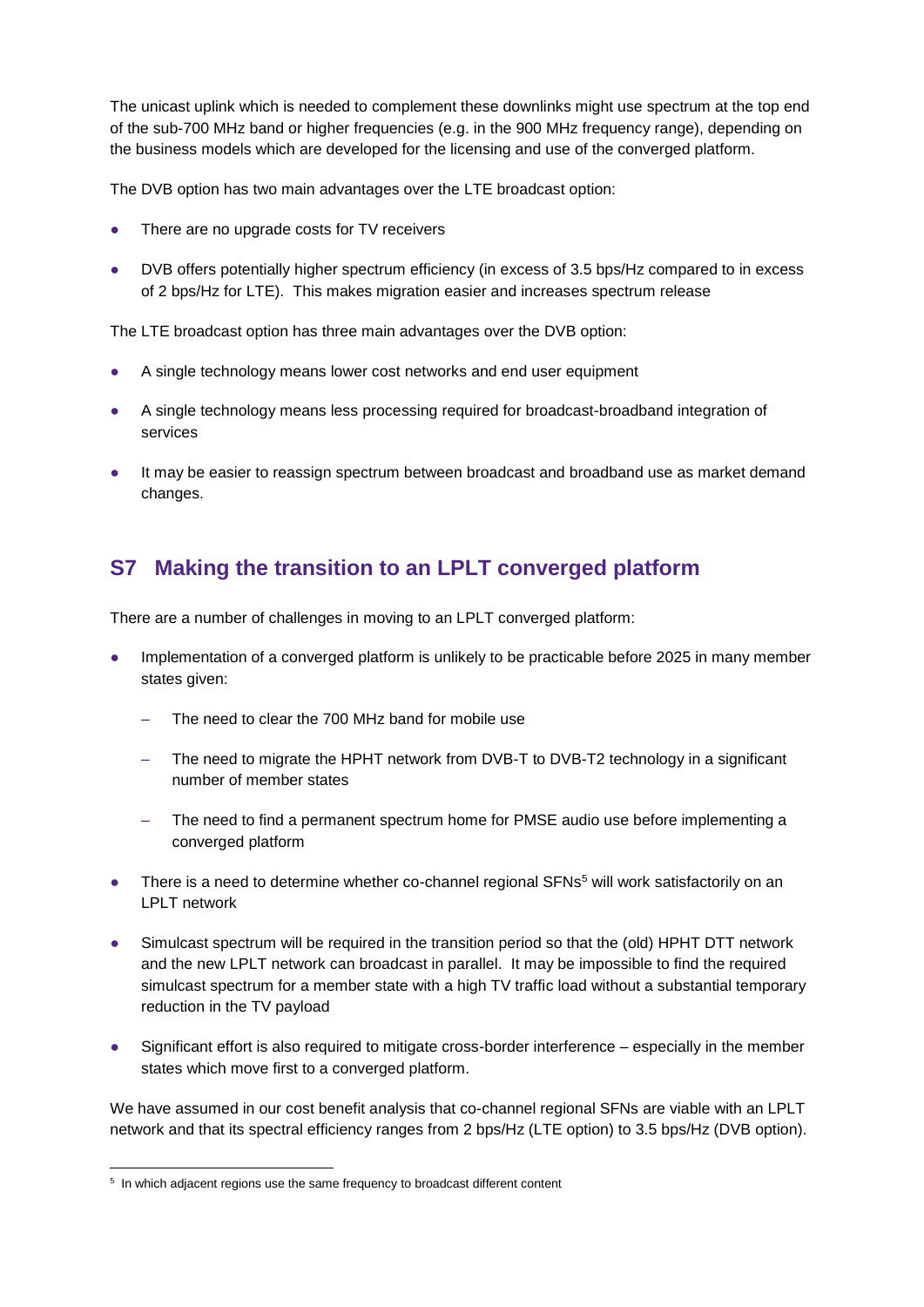The unicast uplink which is needed to complement these downlinks might use spectrum at the top end of the sub-700 MHz band or higher frequencies (e.g. in the 900 MHz frequency range), depending on the business models which are developed for the licensing and use of the converged platform.

The DVB option has two main advantages over the LTE broadcast option:

- There are no upgrade costs for TV receivers
- DVB offers potentially higher spectrum efficiency (in excess of 3.5 bps/Hz compared to in excess of 2 bps/Hz for LTE). This makes migration easier and increases spectrum release

The LTE broadcast option has three main advantages over the DVB option:

- A single technology means lower cost networks and end user equipment
- A single technology means less processing required for broadcast-broadband integration of services
- It may be easier to reassign spectrum between broadcast and broadband use as market demand changes.

## S7 Making the transition to an LPLT converged platform

There are a number of challenges in moving to an LPLT converged platform:

- Implementation of a converged platform is unlikely to be practicable before 2025 in many member states given:
  - The need to clear the 700 MHz band for mobile use
  - The need to migrate the HPHT network from DVB-T to DVB-T2 technology in a significant number of member states
  - The need to find a permanent spectrum home for PMSE audio use before implementing a converged platform
- There is a need to determine whether co-channel regional SFNs[5] will work satisfactorily on an LPLT network
- Simulcast spectrum will be required in the transition period so that the (old) HPHT DTT network and the new LPLT network can broadcast in parallel. It may be impossible to find the required simulcast spectrum for a member state with a high TV traffic load without a substantial temporary reduction in the TV payload
- Significant effort is also required to mitigate cross-border interference – especially in the member states which move first to a converged platform.

We have assumed in our cost benefit analysis that co-channel regional SFNs are viable with an LPLT network and that its spectral efficiency ranges from 2 bps/Hz (LTE option) to 3.5 bps/Hz (DVB option).

[5] In which adjacent regions use the same frequency to broadcast different content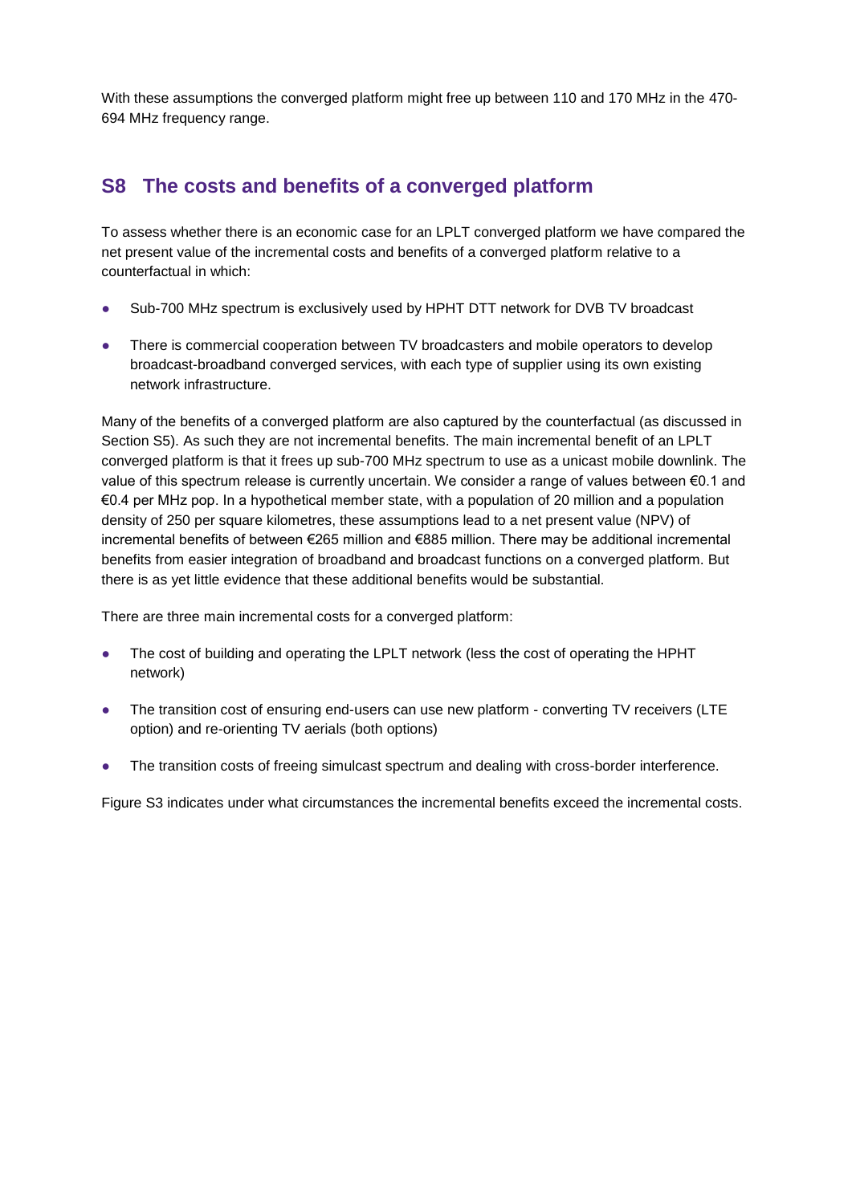With these assumptions the converged platform might free up between 110 and 170 MHz in the 470-694 MHz frequency range.

## S8 The costs and benefits of a converged platform

To assess whether there is an economic case for an LPLT converged platform we have compared the net present value of the incremental costs and benefits of a converged platform relative to a counterfactual in which:

- Sub-700 MHz spectrum is exclusively used by HPHT DTT network for DVB TV broadcast
- There is commercial cooperation between TV broadcasters and mobile operators to develop broadcast-broadband converged services, with each type of supplier using its own existing network infrastructure.

Many of the benefits of a converged platform are also captured by the counterfactual (as discussed in Section S5). As such they are not incremental benefits. The main incremental benefit of an LPLT converged platform is that it frees up sub-700 MHz spectrum to use as a unicast mobile downlink. The value of this spectrum release is currently uncertain. We consider a range of values between €0.1 and €0.4 per MHz pop. In a hypothetical member state, with a population of 20 million and a population density of 250 per square kilometres, these assumptions lead to a net present value (NPV) of incremental benefits of between €265 million and €885 million. There may be additional incremental benefits from easier integration of broadband and broadcast functions on a converged platform. But there is as yet little evidence that these additional benefits would be substantial.

There are three main incremental costs for a converged platform:

- The cost of building and operating the LPLT network (less the cost of operating the HPHT network)
- The transition cost of ensuring end-users can use new platform - converting TV receivers (LTE option) and re-orienting TV aerials (both options)
- The transition costs of freeing simulcast spectrum and dealing with cross-border interference.

Figure S3 indicates under what circumstances the incremental benefits exceed the incremental costs.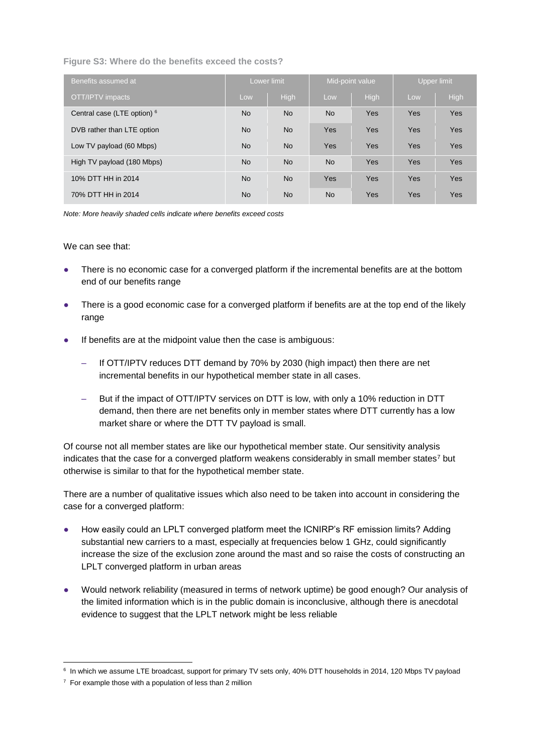**Figure S3: Where do the benefits exceed the costs?**

| Benefits assumed at | Lower limit | | Mid-point value | | Upper limit | |
|---|---|---|---|---|---|---|
| OTT/IPTV impacts | Low | High | Low | High | Low | High |
| Central case (LTE option) [6] | No | No | No | Yes | Yes | Yes |
| DVB rather than LTE option | No | No | Yes | Yes | Yes | Yes |
| Low TV payload (60 Mbps) | No | No | Yes | Yes | Yes | Yes |
| High TV payload (180 Mbps) | No | No | No | Yes | Yes | Yes |
| 10% DTT HH in 2014 | No | No | Yes | Yes | Yes | Yes |
| 70% DTT HH in 2014 | No | No | No | Yes | Yes | Yes |

*Note: More heavily shaded cells indicate where benefits exceed costs*

We can see that:

- There is no economic case for a converged platform if the incremental benefits are at the bottom end of our benefits range
- There is a good economic case for a converged platform if benefits are at the top end of the likely range
- If benefits are at the midpoint value then the case is ambiguous:
  - If OTT/IPTV reduces DTT demand by 70% by 2030 (high impact) then there are net incremental benefits in our hypothetical member state in all cases.
  - But if the impact of OTT/IPTV services on DTT is low, with only a 10% reduction in DTT demand, then there are net benefits only in member states where DTT currently has a low market share or where the DTT TV payload is small.

Of course not all member states are like our hypothetical member state. Our sensitivity analysis indicates that the case for a converged platform weakens considerably in small member states[7] but otherwise is similar to that for the hypothetical member state.

There are a number of qualitative issues which also need to be taken into account in considering the case for a converged platform:

- How easily could an LPLT converged platform meet the ICNIRP's RF emission limits? Adding substantial new carriers to a mast, especially at frequencies below 1 GHz, could significantly increase the size of the exclusion zone around the mast and so raise the costs of constructing an LPLT converged platform in urban areas
- Would network reliability (measured in terms of network uptime) be good enough? Our analysis of the limited information which is in the public domain is inconclusive, although there is anecdotal evidence to suggest that the LPLT network might be less reliable

[6] In which we assume LTE broadcast, support for primary TV sets only, 40% DTT households in 2014, 120 Mbps TV payload

[7] For example those with a population of less than 2 million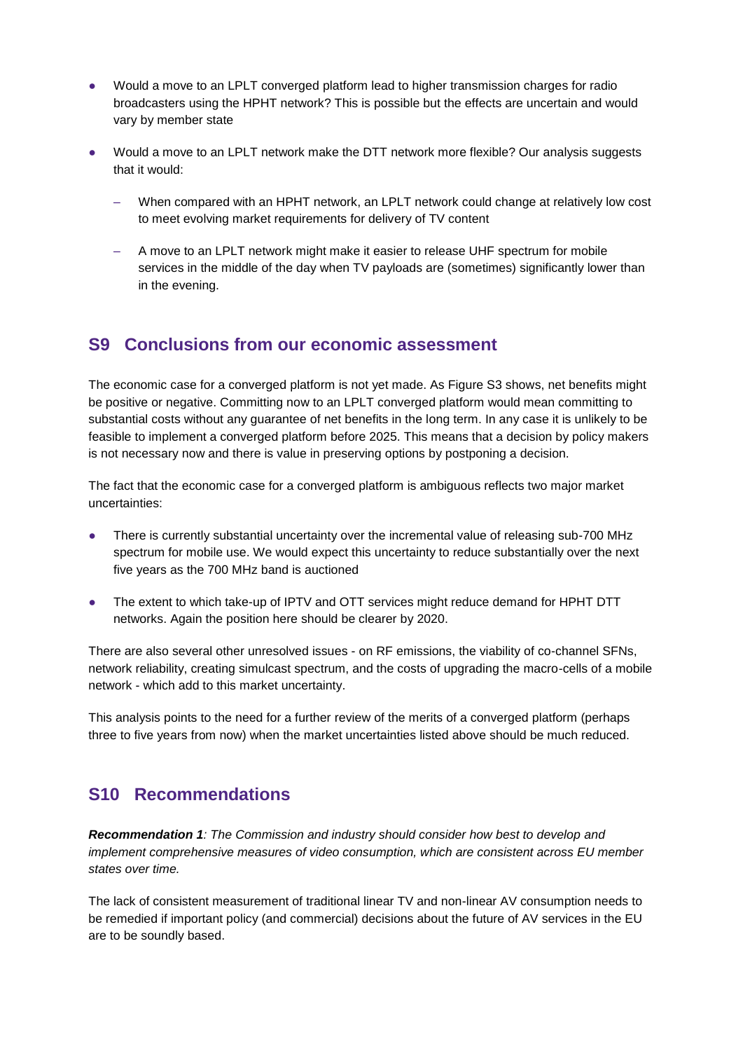- Would a move to an LPLT converged platform lead to higher transmission charges for radio broadcasters using the HPHT network? This is possible but the effects are uncertain and would vary by member state
- Would a move to an LPLT network make the DTT network more flexible? Our analysis suggests that it would:
  - When compared with an HPHT network, an LPLT network could change at relatively low cost to meet evolving market requirements for delivery of TV content
  - A move to an LPLT network might make it easier to release UHF spectrum for mobile services in the middle of the day when TV payloads are (sometimes) significantly lower than in the evening.

## S9 Conclusions from our economic assessment

The economic case for a converged platform is not yet made. As Figure S3 shows, net benefits might be positive or negative. Committing now to an LPLT converged platform would mean committing to substantial costs without any guarantee of net benefits in the long term. In any case it is unlikely to be feasible to implement a converged platform before 2025. This means that a decision by policy makers is not necessary now and there is value in preserving options by postponing a decision.

The fact that the economic case for a converged platform is ambiguous reflects two major market uncertainties:

- There is currently substantial uncertainty over the incremental value of releasing sub-700 MHz spectrum for mobile use. We would expect this uncertainty to reduce substantially over the next five years as the 700 MHz band is auctioned
- The extent to which take-up of IPTV and OTT services might reduce demand for HPHT DTT networks. Again the position here should be clearer by 2020.

There are also several other unresolved issues - on RF emissions, the viability of co-channel SFNs, network reliability, creating simulcast spectrum, and the costs of upgrading the macro-cells of a mobile network - which add to this market uncertainty.

This analysis points to the need for a further review of the merits of a converged platform (perhaps three to five years from now) when the market uncertainties listed above should be much reduced.

## S10 Recommendations

***Recommendation 1****: The Commission and industry should consider how best to develop and implement comprehensive measures of video consumption, which are consistent across EU member states over time.*

The lack of consistent measurement of traditional linear TV and non-linear AV consumption needs to be remedied if important policy (and commercial) decisions about the future of AV services in the EU are to be soundly based.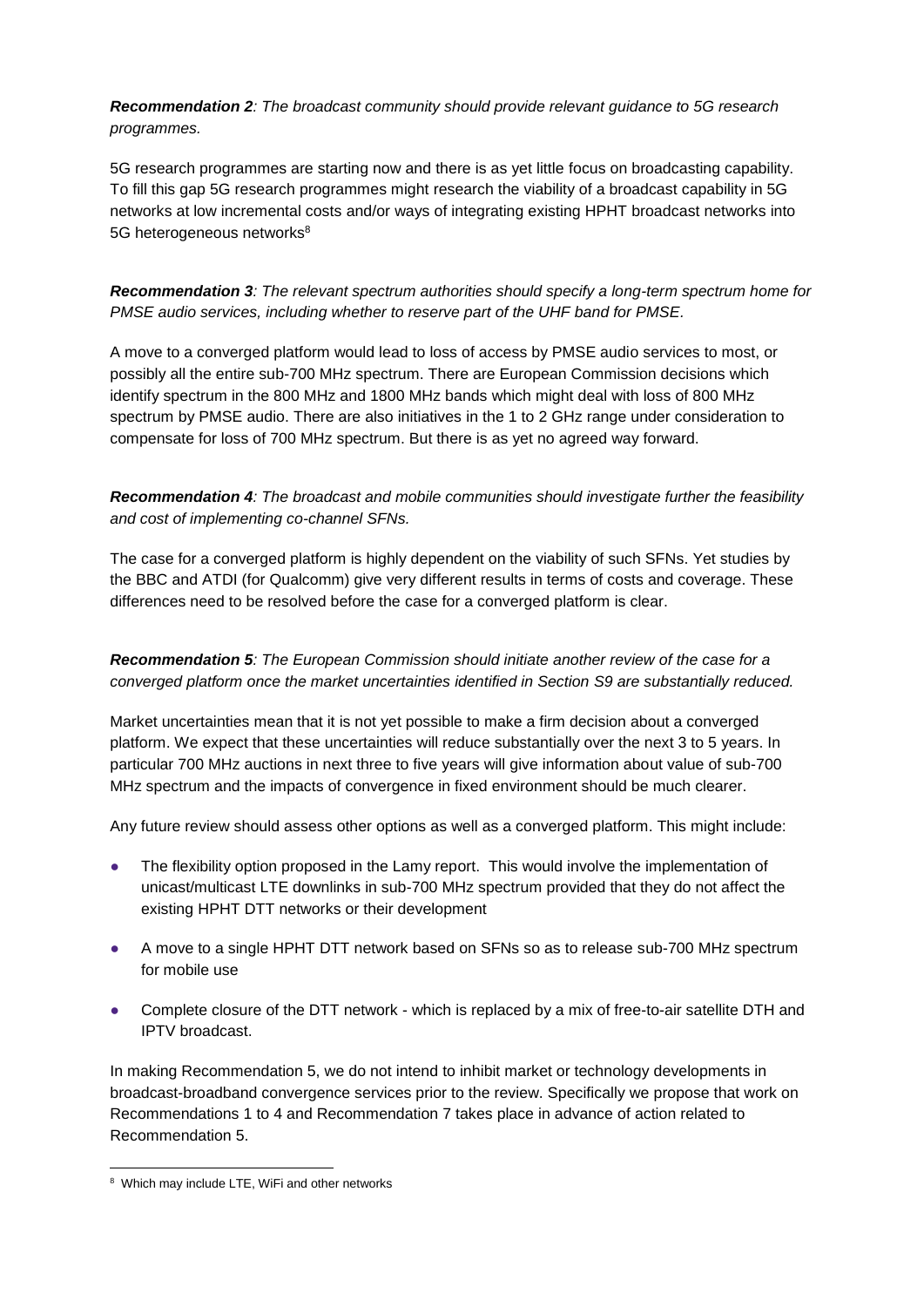***Recommendation 2**: The broadcast community should provide relevant guidance to 5G research programmes.*

5G research programmes are starting now and there is as yet little focus on broadcasting capability. To fill this gap 5G research programmes might research the viability of a broadcast capability in 5G networks at low incremental costs and/or ways of integrating existing HPHT broadcast networks into 5G heterogeneous networks[8]

***Recommendation 3**: The relevant spectrum authorities should specify a long-term spectrum home for PMSE audio services, including whether to reserve part of the UHF band for PMSE.*

A move to a converged platform would lead to loss of access by PMSE audio services to most, or possibly all the entire sub-700 MHz spectrum. There are European Commission decisions which identify spectrum in the 800 MHz and 1800 MHz bands which might deal with loss of 800 MHz spectrum by PMSE audio. There are also initiatives in the 1 to 2 GHz range under consideration to compensate for loss of 700 MHz spectrum. But there is as yet no agreed way forward.

***Recommendation 4**: The broadcast and mobile communities should investigate further the feasibility and cost of implementing co-channel SFNs.*

The case for a converged platform is highly dependent on the viability of such SFNs. Yet studies by the BBC and ATDI (for Qualcomm) give very different results in terms of costs and coverage. These differences need to be resolved before the case for a converged platform is clear.

***Recommendation 5**: The European Commission should initiate another review of the case for a converged platform once the market uncertainties identified in Section S9 are substantially reduced.*

Market uncertainties mean that it is not yet possible to make a firm decision about a converged platform. We expect that these uncertainties will reduce substantially over the next 3 to 5 years. In particular 700 MHz auctions in next three to five years will give information about value of sub-700 MHz spectrum and the impacts of convergence in fixed environment should be much clearer.

Any future review should assess other options as well as a converged platform. This might include:

- The flexibility option proposed in the Lamy report. This would involve the implementation of unicast/multicast LTE downlinks in sub-700 MHz spectrum provided that they do not affect the existing HPHT DTT networks or their development
- A move to a single HPHT DTT network based on SFNs so as to release sub-700 MHz spectrum for mobile use
- Complete closure of the DTT network - which is replaced by a mix of free-to-air satellite DTH and IPTV broadcast.

In making Recommendation 5, we do not intend to inhibit market or technology developments in broadcast-broadband convergence services prior to the review. Specifically we propose that work on Recommendations 1 to 4 and Recommendation 7 takes place in advance of action related to Recommendation 5.

[8] Which may include LTE, WiFi and other networks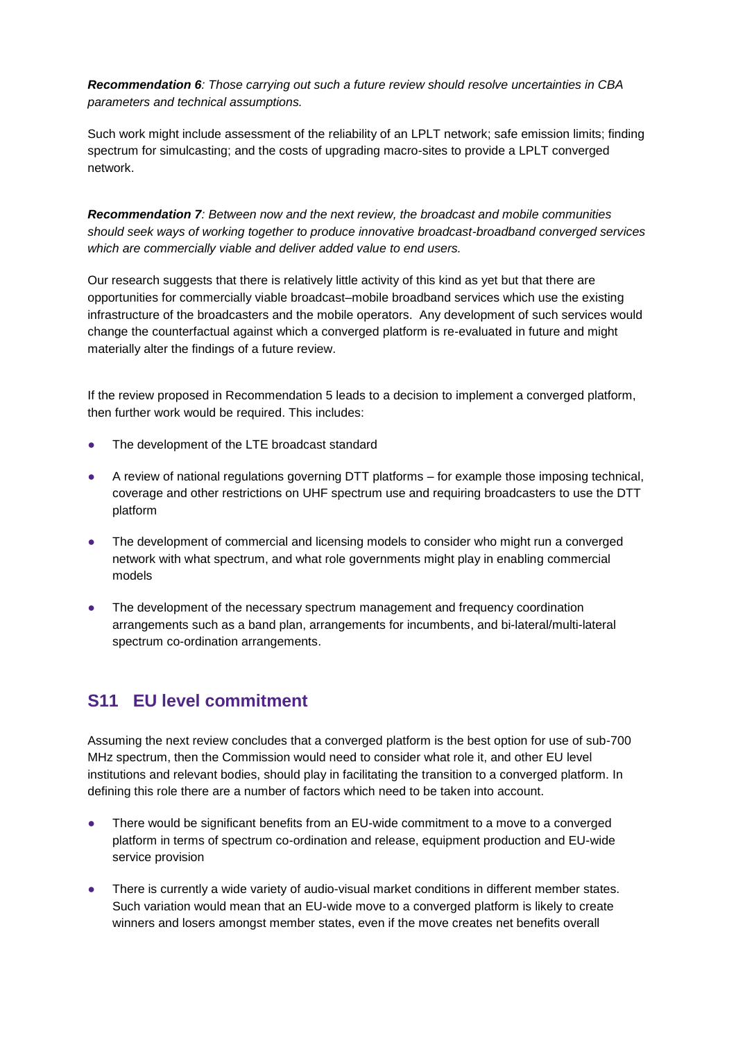***Recommendation 6**: Those carrying out such a future review should resolve uncertainties in CBA parameters and technical assumptions.*

Such work might include assessment of the reliability of an LPLT network; safe emission limits; finding spectrum for simulcasting; and the costs of upgrading macro-sites to provide a LPLT converged network.

***Recommendation 7**: Between now and the next review, the broadcast and mobile communities should seek ways of working together to produce innovative broadcast-broadband converged services which are commercially viable and deliver added value to end users.*

Our research suggests that there is relatively little activity of this kind as yet but that there are opportunities for commercially viable broadcast–mobile broadband services which use the existing infrastructure of the broadcasters and the mobile operators. Any development of such services would change the counterfactual against which a converged platform is re-evaluated in future and might materially alter the findings of a future review.

If the review proposed in Recommendation 5 leads to a decision to implement a converged platform, then further work would be required. This includes:

- The development of the LTE broadcast standard
- A review of national regulations governing DTT platforms – for example those imposing technical, coverage and other restrictions on UHF spectrum use and requiring broadcasters to use the DTT platform
- The development of commercial and licensing models to consider who might run a converged network with what spectrum, and what role governments might play in enabling commercial models
- The development of the necessary spectrum management and frequency coordination arrangements such as a band plan, arrangements for incumbents, and bi-lateral/multi-lateral spectrum co-ordination arrangements.

## S11 EU level commitment

Assuming the next review concludes that a converged platform is the best option for use of sub-700 MHz spectrum, then the Commission would need to consider what role it, and other EU level institutions and relevant bodies, should play in facilitating the transition to a converged platform. In defining this role there are a number of factors which need to be taken into account.

- There would be significant benefits from an EU-wide commitment to a move to a converged platform in terms of spectrum co-ordination and release, equipment production and EU-wide service provision
- There is currently a wide variety of audio-visual market conditions in different member states. Such variation would mean that an EU-wide move to a converged platform is likely to create winners and losers amongst member states, even if the move creates net benefits overall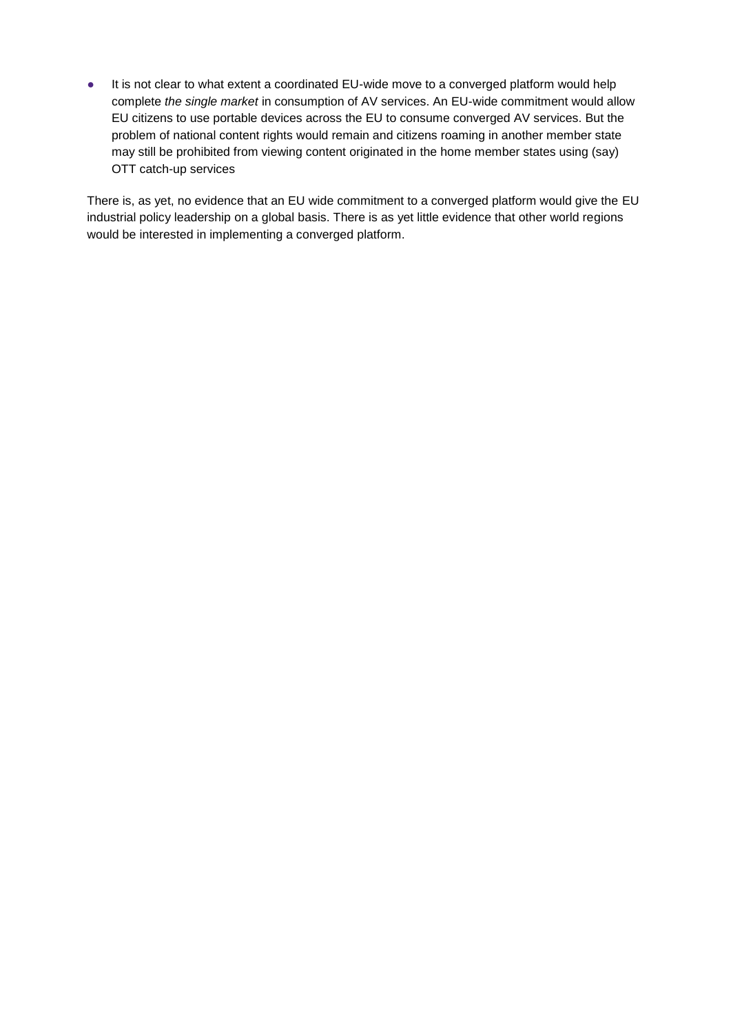- It is not clear to what extent a coordinated EU-wide move to a converged platform would help complete *the single market* in consumption of AV services. An EU-wide commitment would allow EU citizens to use portable devices across the EU to consume converged AV services. But the problem of national content rights would remain and citizens roaming in another member state may still be prohibited from viewing content originated in the home member states using (say) OTT catch-up services

There is, as yet, no evidence that an EU wide commitment to a converged platform would give the EU industrial policy leadership on a global basis. There is as yet little evidence that other world regions would be interested in implementing a converged platform.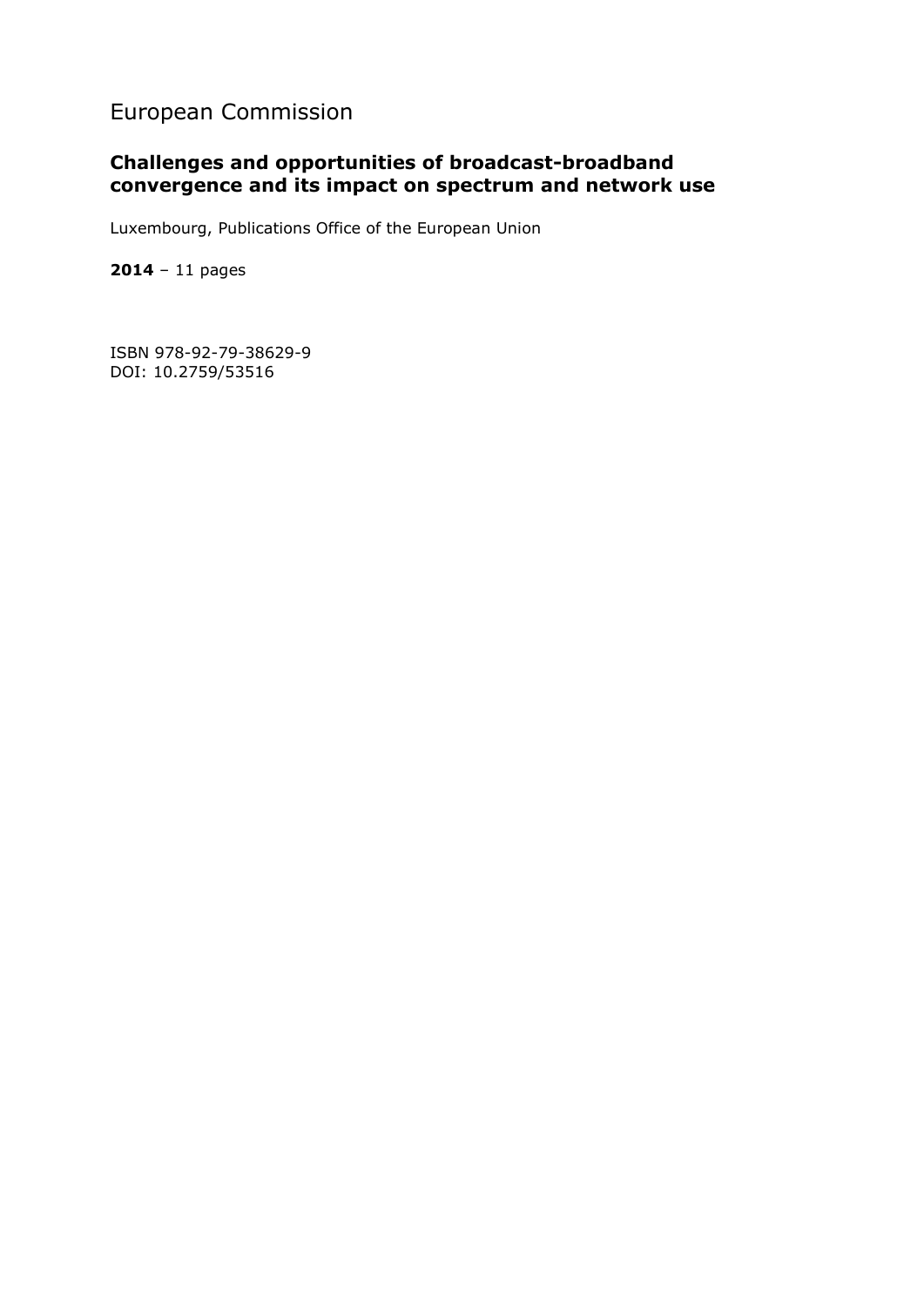European Commission

**Challenges and opportunities of broadcast-broadband convergence and its impact on spectrum and network use**

Luxembourg, Publications Office of the European Union

**2014** – 11 pages

ISBN 978-92-79-38629-9
DOI: 10.2759/53516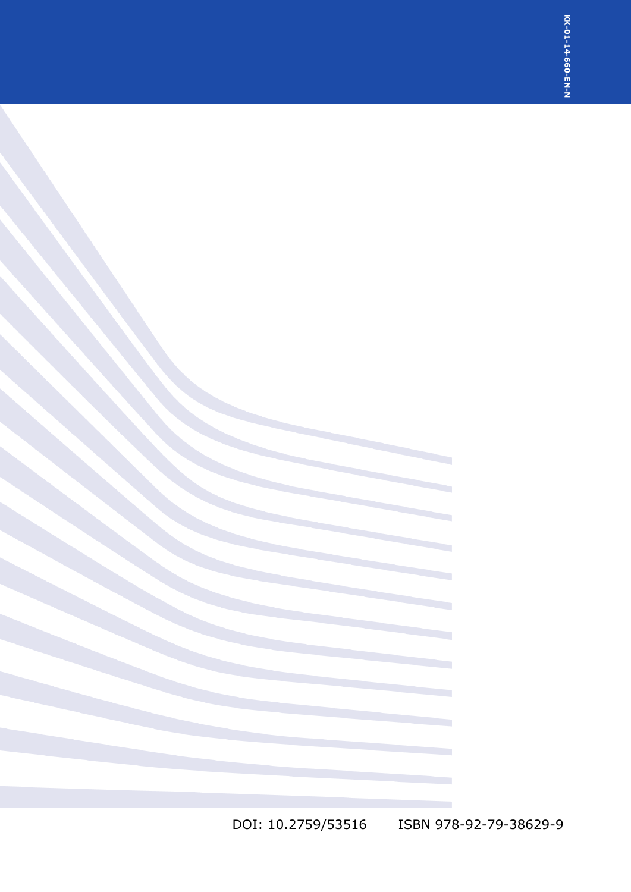KK-01-14-660-EN-N

DOI: 10.2759/53516 ISBN 978-92-79-38629-9